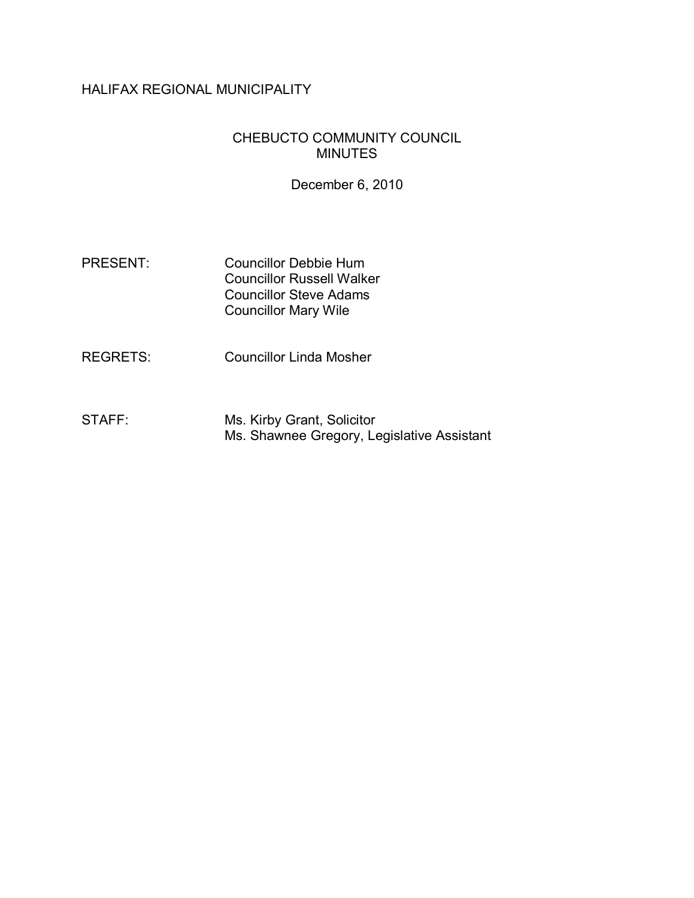HALIFAX REGIONAL MUNICIPALITY

# CHEBUCTO COMMUNITY COUNCIL MINUTES

December 6, 2010

| | |
|---|---|
| PRESENT: | Councillor Debbie Hum<br>Councillor Russell Walker<br>Councillor Steve Adams<br>Councillor Mary Wile |
| REGRETS: | Councillor Linda Mosher |
| STAFF: | Ms. Kirby Grant, Solicitor<br>Ms. Shawnee Gregory, Legislative Assistant |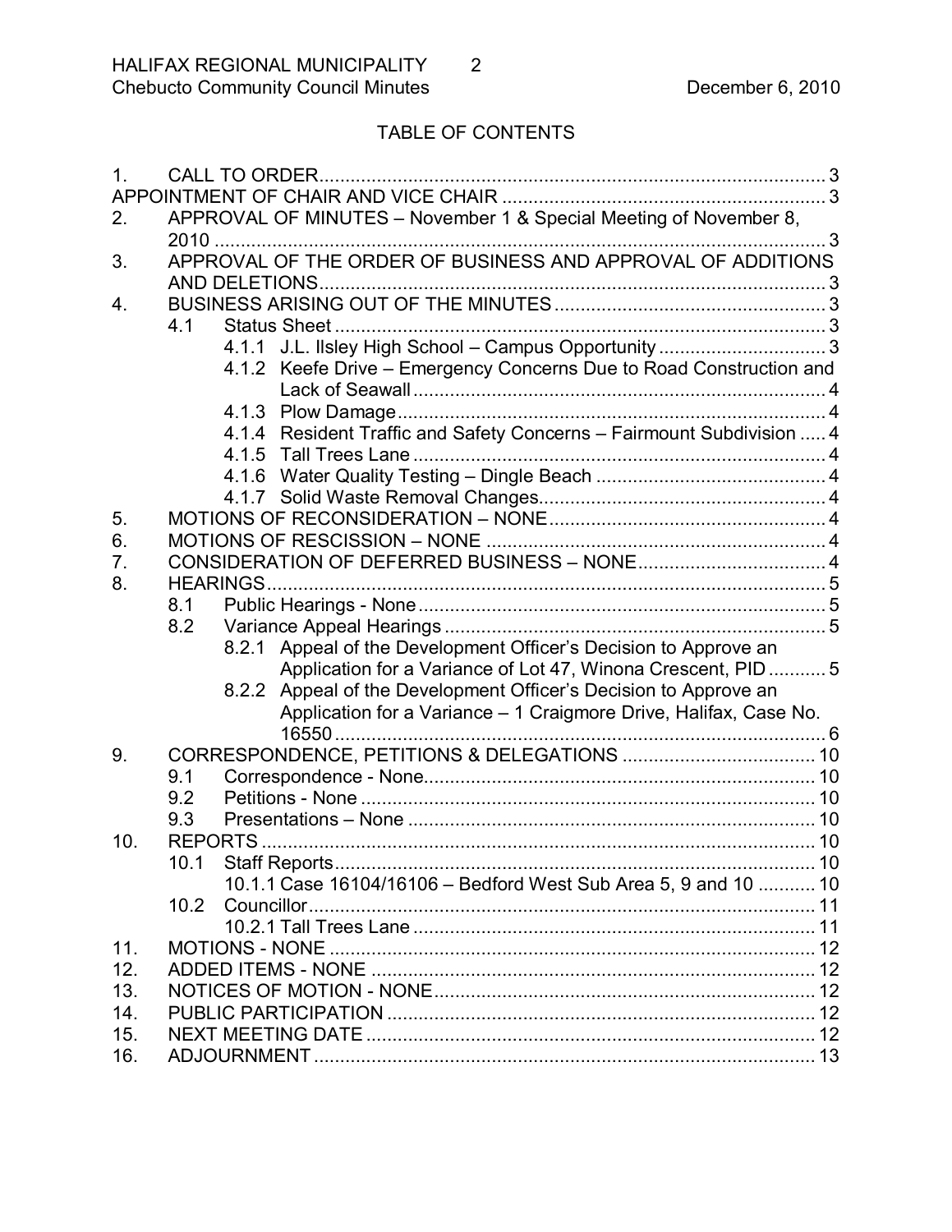# TABLE OF CONTENTS

1. CALL TO ORDER ... 3

APPOINTMENT OF CHAIR AND VICE CHAIR ... 3

2. APPROVAL OF MINUTES – November 1 & Special Meeting of November 8, 2010 ... 3
3. APPROVAL OF THE ORDER OF BUSINESS AND APPROVAL OF ADDITIONS AND DELETIONS ... 3
4. BUSINESS ARISING OUT OF THE MINUTES ... 3
   - 4.1 Status Sheet ... 3
     - 4.1.1 J.L. Ilsley High School – Campus Opportunity ... 3
     - 4.1.2 Keefe Drive – Emergency Concerns Due to Road Construction and Lack of Seawall ... 4
     - 4.1.3 Plow Damage ... 4
     - 4.1.4 Resident Traffic and Safety Concerns – Fairmount Subdivision ... 4
     - 4.1.5 Tall Trees Lane ... 4
     - 4.1.6 Water Quality Testing – Dingle Beach ... 4
     - 4.1.7 Solid Waste Removal Changes ... 4
5. MOTIONS OF RECONSIDERATION – NONE ... 4
6. MOTIONS OF RESCISSION – NONE ... 4
7. CONSIDERATION OF DEFERRED BUSINESS – NONE ... 4
8. HEARINGS ... 5
   - 8.1 Public Hearings - None ... 5
   - 8.2 Variance Appeal Hearings ... 5
     - 8.2.1 Appeal of the Development Officer's Decision to Approve an Application for a Variance of Lot 47, Winona Crescent, PID ... 5
     - 8.2.2 Appeal of the Development Officer's Decision to Approve an Application for a Variance – 1 Craigmore Drive, Halifax, Case No. 16550 ... 6
9. CORRESPONDENCE, PETITIONS & DELEGATIONS ... 10
   - 9.1 Correspondence - None ... 10
   - 9.2 Petitions - None ... 10
   - 9.3 Presentations – None ... 10
10. REPORTS ... 10
    - 10.1 Staff Reports ... 10
      - 10.1.1 Case 16104/16106 – Bedford West Sub Area 5, 9 and 10 ... 10
    - 10.2 Councillor ... 11
      - 10.2.1 Tall Trees Lane ... 11
11. MOTIONS - NONE ... 12
12. ADDED ITEMS - NONE ... 12
13. NOTICES OF MOTION - NONE ... 12
14. PUBLIC PARTICIPATION ... 12
15. NEXT MEETING DATE ... 12
16. ADJOURNMENT ... 13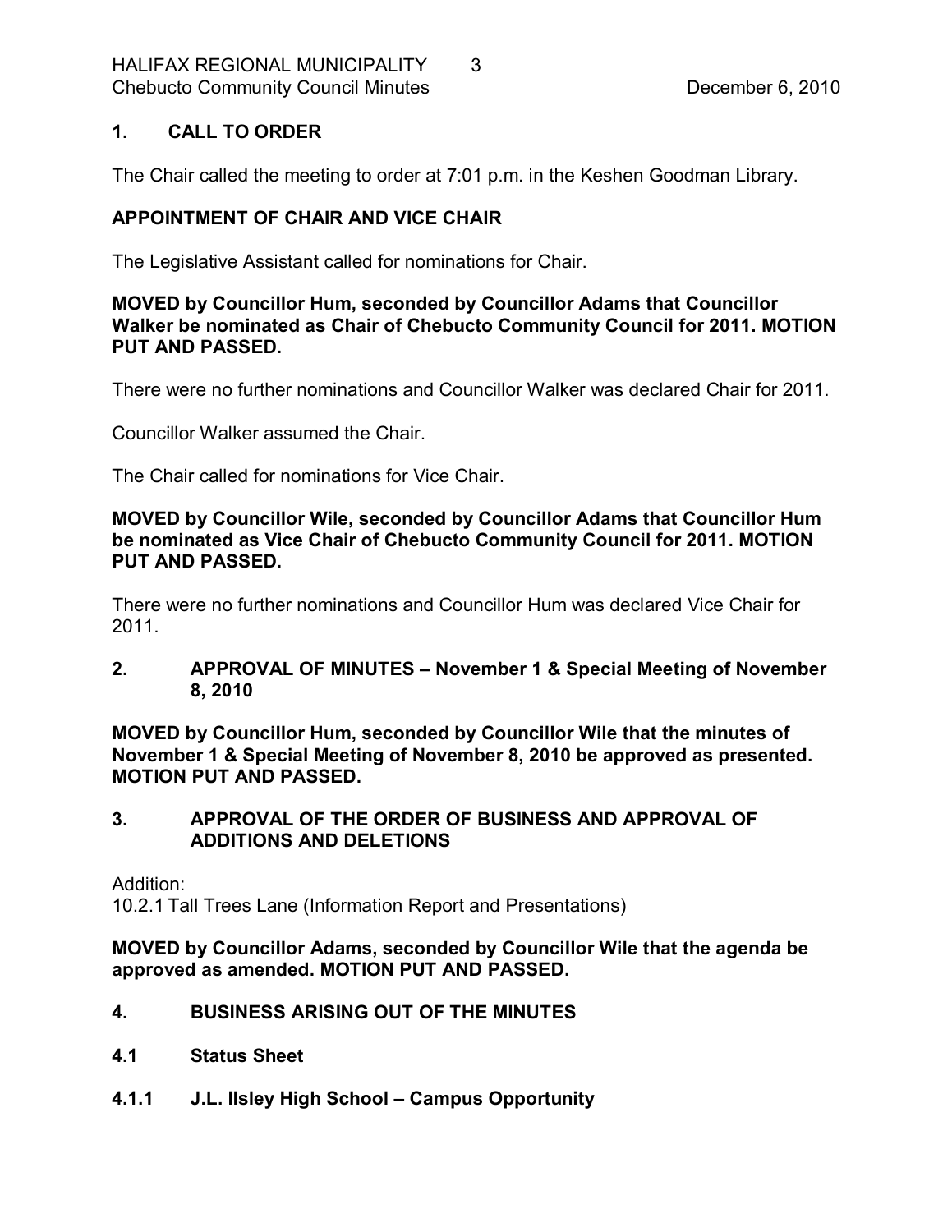## 1. CALL TO ORDER

The Chair called the meeting to order at 7:01 p.m. in the Keshen Goodman Library.

## APPOINTMENT OF CHAIR AND VICE CHAIR

The Legislative Assistant called for nominations for Chair.

**MOVED by Councillor Hum, seconded by Councillor Adams that Councillor Walker be nominated as Chair of Chebucto Community Council for 2011. MOTION PUT AND PASSED.**

There were no further nominations and Councillor Walker was declared Chair for 2011.

Councillor Walker assumed the Chair.

The Chair called for nominations for Vice Chair.

**MOVED by Councillor Wile, seconded by Councillor Adams that Councillor Hum be nominated as Vice Chair of Chebucto Community Council for 2011. MOTION PUT AND PASSED.**

There were no further nominations and Councillor Hum was declared Vice Chair for 2011.

## 2. APPROVAL OF MINUTES – November 1 & Special Meeting of November 8, 2010

**MOVED by Councillor Hum, seconded by Councillor Wile that the minutes of November 1 & Special Meeting of November 8, 2010 be approved as presented. MOTION PUT AND PASSED.**

## 3. APPROVAL OF THE ORDER OF BUSINESS AND APPROVAL OF ADDITIONS AND DELETIONS

Addition:
10.2.1 Tall Trees Lane (Information Report and Presentations)

**MOVED by Councillor Adams, seconded by Councillor Wile that the agenda be approved as amended. MOTION PUT AND PASSED.**

## 4. BUSINESS ARISING OUT OF THE MINUTES

### 4.1 Status Sheet

#### 4.1.1 J.L. Ilsley High School – Campus Opportunity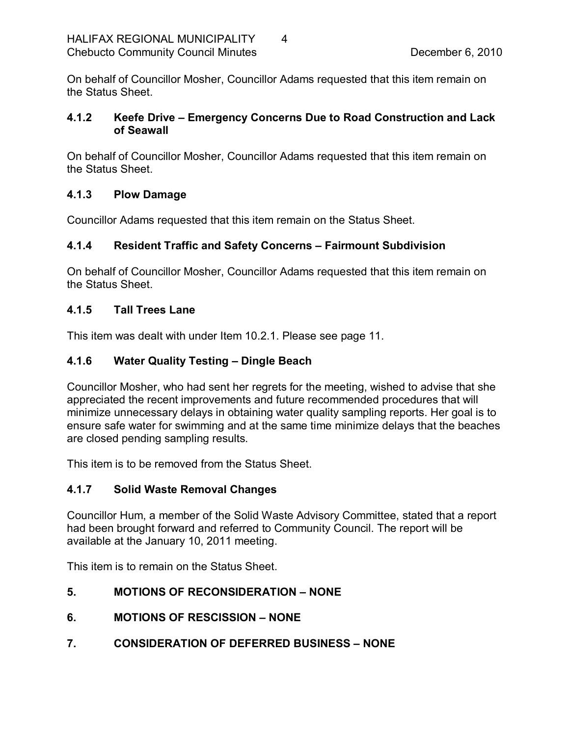On behalf of Councillor Mosher, Councillor Adams requested that this item remain on the Status Sheet.

### 4.1.2 Keefe Drive – Emergency Concerns Due to Road Construction and Lack of Seawall

On behalf of Councillor Mosher, Councillor Adams requested that this item remain on the Status Sheet.

### 4.1.3 Plow Damage

Councillor Adams requested that this item remain on the Status Sheet.

### 4.1.4 Resident Traffic and Safety Concerns – Fairmount Subdivision

On behalf of Councillor Mosher, Councillor Adams requested that this item remain on the Status Sheet.

### 4.1.5 Tall Trees Lane

This item was dealt with under Item 10.2.1. Please see page 11.

### 4.1.6 Water Quality Testing – Dingle Beach

Councillor Mosher, who had sent her regrets for the meeting, wished to advise that she appreciated the recent improvements and future recommended procedures that will minimize unnecessary delays in obtaining water quality sampling reports. Her goal is to ensure safe water for swimming and at the same time minimize delays that the beaches are closed pending sampling results.

This item is to be removed from the Status Sheet.

### 4.1.7 Solid Waste Removal Changes

Councillor Hum, a member of the Solid Waste Advisory Committee, stated that a report had been brought forward and referred to Community Council. The report will be available at the January 10, 2011 meeting.

This item is to remain on the Status Sheet.

## 5. MOTIONS OF RECONSIDERATION – NONE

## 6. MOTIONS OF RESCISSION – NONE

## 7. CONSIDERATION OF DEFERRED BUSINESS – NONE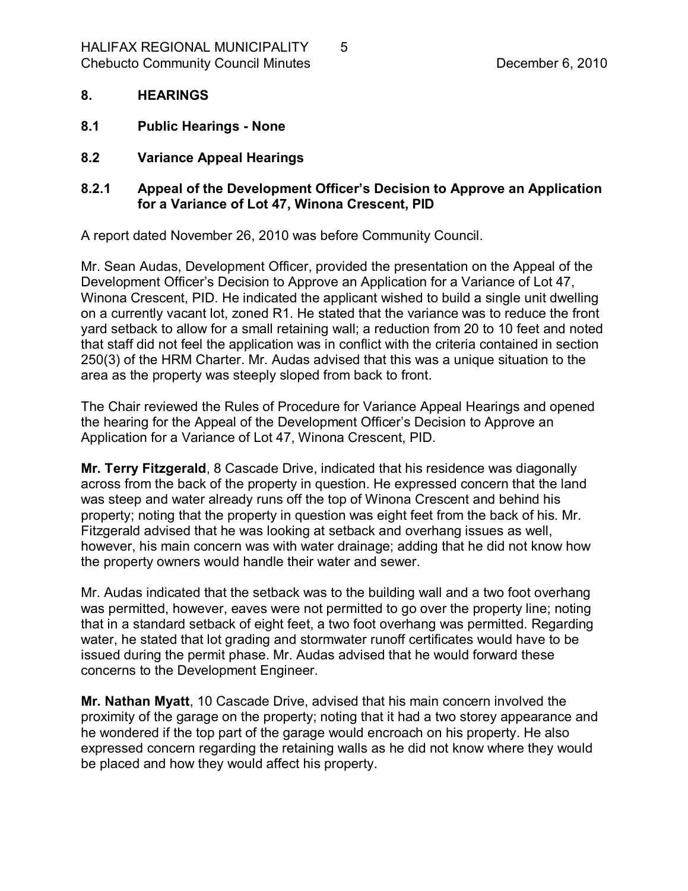## 8. HEARINGS

### 8.1 Public Hearings - None

### 8.2 Variance Appeal Hearings

#### 8.2.1 Appeal of the Development Officer's Decision to Approve an Application for a Variance of Lot 47, Winona Crescent, PID

A report dated November 26, 2010 was before Community Council.

Mr. Sean Audas, Development Officer, provided the presentation on the Appeal of the Development Officer's Decision to Approve an Application for a Variance of Lot 47, Winona Crescent, PID. He indicated the applicant wished to build a single unit dwelling on a currently vacant lot, zoned R1. He stated that the variance was to reduce the front yard setback to allow for a small retaining wall; a reduction from 20 to 10 feet and noted that staff did not feel the application was in conflict with the criteria contained in section 250(3) of the HRM Charter. Mr. Audas advised that this was a unique situation to the area as the property was steeply sloped from back to front.

The Chair reviewed the Rules of Procedure for Variance Appeal Hearings and opened the hearing for the Appeal of the Development Officer's Decision to Approve an Application for a Variance of Lot 47, Winona Crescent, PID.

**Mr. Terry Fitzgerald**, 8 Cascade Drive, indicated that his residence was diagonally across from the back of the property in question. He expressed concern that the land was steep and water already runs off the top of Winona Crescent and behind his property; noting that the property in question was eight feet from the back of his. Mr. Fitzgerald advised that he was looking at setback and overhang issues as well, however, his main concern was with water drainage; adding that he did not know how the property owners would handle their water and sewer.

Mr. Audas indicated that the setback was to the building wall and a two foot overhang was permitted, however, eaves were not permitted to go over the property line; noting that in a standard setback of eight feet, a two foot overhang was permitted. Regarding water, he stated that lot grading and stormwater runoff certificates would have to be issued during the permit phase. Mr. Audas advised that he would forward these concerns to the Development Engineer.

**Mr. Nathan Myatt**, 10 Cascade Drive, advised that his main concern involved the proximity of the garage on the property; noting that it had a two storey appearance and he wondered if the top part of the garage would encroach on his property. He also expressed concern regarding the retaining walls as he did not know where they would be placed and how they would affect his property.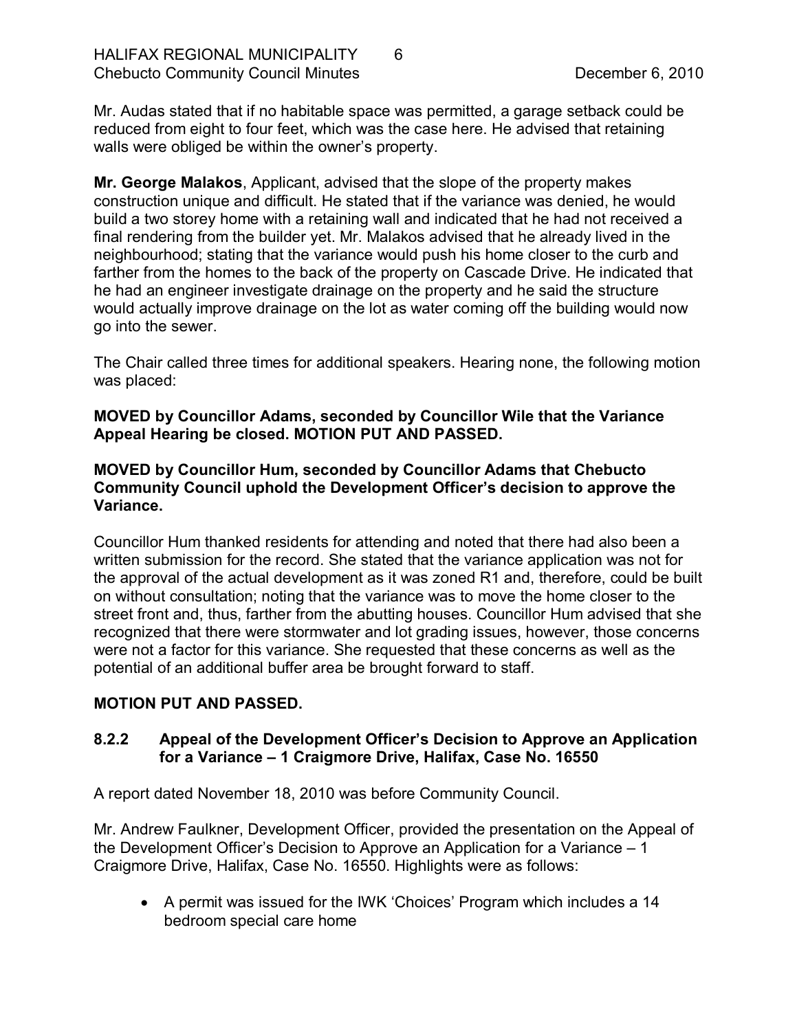Mr. Audas stated that if no habitable space was permitted, a garage setback could be reduced from eight to four feet, which was the case here. He advised that retaining walls were obliged be within the owner's property.

**Mr. George Malakos**, Applicant, advised that the slope of the property makes construction unique and difficult. He stated that if the variance was denied, he would build a two storey home with a retaining wall and indicated that he had not received a final rendering from the builder yet. Mr. Malakos advised that he already lived in the neighbourhood; stating that the variance would push his home closer to the curb and farther from the homes to the back of the property on Cascade Drive. He indicated that he had an engineer investigate drainage on the property and he said the structure would actually improve drainage on the lot as water coming off the building would now go into the sewer.

The Chair called three times for additional speakers. Hearing none, the following motion was placed:

**MOVED by Councillor Adams, seconded by Councillor Wile that the Variance Appeal Hearing be closed. MOTION PUT AND PASSED.**

**MOVED by Councillor Hum, seconded by Councillor Adams that Chebucto Community Council uphold the Development Officer's decision to approve the Variance.**

Councillor Hum thanked residents for attending and noted that there had also been a written submission for the record. She stated that the variance application was not for the approval of the actual development as it was zoned R1 and, therefore, could be built on without consultation; noting that the variance was to move the home closer to the street front and, thus, farther from the abutting houses. Councillor Hum advised that she recognized that there were stormwater and lot grading issues, however, those concerns were not a factor for this variance. She requested that these concerns as well as the potential of an additional buffer area be brought forward to staff.

**MOTION PUT AND PASSED.**

### 8.2.2 Appeal of the Development Officer's Decision to Approve an Application for a Variance – 1 Craigmore Drive, Halifax, Case No. 16550

A report dated November 18, 2010 was before Community Council.

Mr. Andrew Faulkner, Development Officer, provided the presentation on the Appeal of the Development Officer's Decision to Approve an Application for a Variance – 1 Craigmore Drive, Halifax, Case No. 16550. Highlights were as follows:

- A permit was issued for the IWK 'Choices' Program which includes a 14 bedroom special care home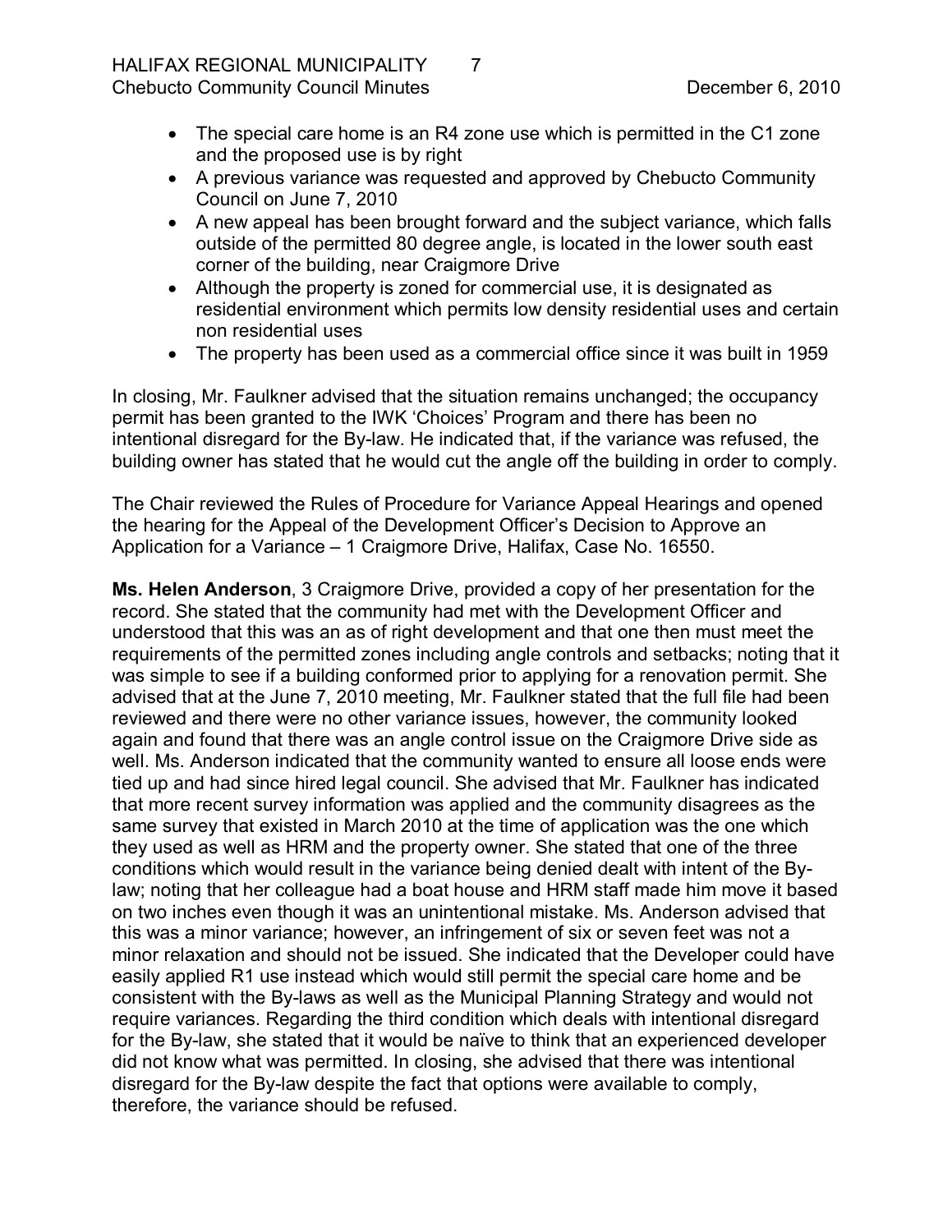- The special care home is an R4 zone use which is permitted in the C1 zone and the proposed use is by right
- A previous variance was requested and approved by Chebucto Community Council on June 7, 2010
- A new appeal has been brought forward and the subject variance, which falls outside of the permitted 80 degree angle, is located in the lower south east corner of the building, near Craigmore Drive
- Although the property is zoned for commercial use, it is designated as residential environment which permits low density residential uses and certain non residential uses
- The property has been used as a commercial office since it was built in 1959

In closing, Mr. Faulkner advised that the situation remains unchanged; the occupancy permit has been granted to the IWK 'Choices' Program and there has been no intentional disregard for the By-law. He indicated that, if the variance was refused, the building owner has stated that he would cut the angle off the building in order to comply.

The Chair reviewed the Rules of Procedure for Variance Appeal Hearings and opened the hearing for the Appeal of the Development Officer's Decision to Approve an Application for a Variance – 1 Craigmore Drive, Halifax, Case No. 16550.

**Ms. Helen Anderson**, 3 Craigmore Drive, provided a copy of her presentation for the record. She stated that the community had met with the Development Officer and understood that this was an as of right development and that one then must meet the requirements of the permitted zones including angle controls and setbacks; noting that it was simple to see if a building conformed prior to applying for a renovation permit. She advised that at the June 7, 2010 meeting, Mr. Faulkner stated that the full file had been reviewed and there were no other variance issues, however, the community looked again and found that there was an angle control issue on the Craigmore Drive side as well. Ms. Anderson indicated that the community wanted to ensure all loose ends were tied up and had since hired legal council. She advised that Mr. Faulkner has indicated that more recent survey information was applied and the community disagrees as the same survey that existed in March 2010 at the time of application was the one which they used as well as HRM and the property owner. She stated that one of the three conditions which would result in the variance being denied dealt with intent of the By-law; noting that her colleague had a boat house and HRM staff made him move it based on two inches even though it was an unintentional mistake. Ms. Anderson advised that this was a minor variance; however, an infringement of six or seven feet was not a minor relaxation and should not be issued. She indicated that the Developer could have easily applied R1 use instead which would still permit the special care home and be consistent with the By-laws as well as the Municipal Planning Strategy and would not require variances. Regarding the third condition which deals with intentional disregard for the By-law, she stated that it would be naïve to think that an experienced developer did not know what was permitted. In closing, she advised that there was intentional disregard for the By-law despite the fact that options were available to comply, therefore, the variance should be refused.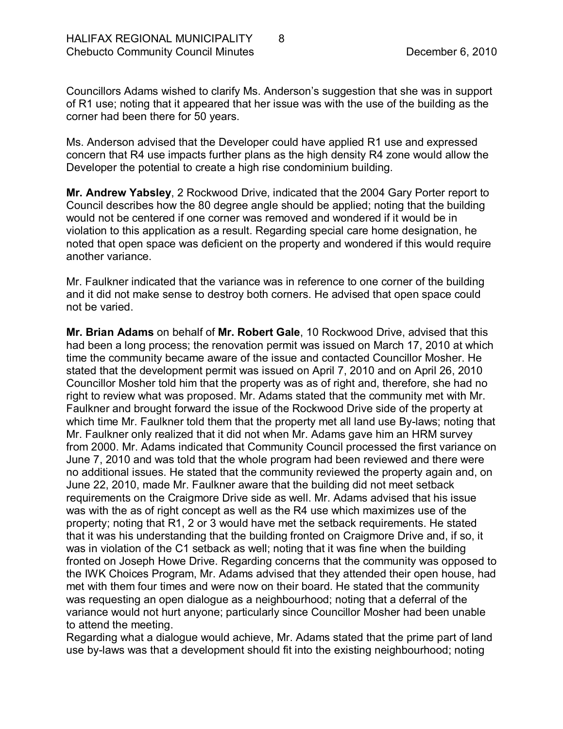Councillors Adams wished to clarify Ms. Anderson's suggestion that she was in support of R1 use; noting that it appeared that her issue was with the use of the building as the corner had been there for 50 years.

Ms. Anderson advised that the Developer could have applied R1 use and expressed concern that R4 use impacts further plans as the high density R4 zone would allow the Developer the potential to create a high rise condominium building.

**Mr. Andrew Yabsley**, 2 Rockwood Drive, indicated that the 2004 Gary Porter report to Council describes how the 80 degree angle should be applied; noting that the building would not be centered if one corner was removed and wondered if it would be in violation to this application as a result. Regarding special care home designation, he noted that open space was deficient on the property and wondered if this would require another variance.

Mr. Faulkner indicated that the variance was in reference to one corner of the building and it did not make sense to destroy both corners. He advised that open space could not be varied.

**Mr. Brian Adams** on behalf of **Mr. Robert Gale**, 10 Rockwood Drive, advised that this had been a long process; the renovation permit was issued on March 17, 2010 at which time the community became aware of the issue and contacted Councillor Mosher. He stated that the development permit was issued on April 7, 2010 and on April 26, 2010 Councillor Mosher told him that the property was as of right and, therefore, she had no right to review what was proposed. Mr. Adams stated that the community met with Mr. Faulkner and brought forward the issue of the Rockwood Drive side of the property at which time Mr. Faulkner told them that the property met all land use By-laws; noting that Mr. Faulkner only realized that it did not when Mr. Adams gave him an HRM survey from 2000. Mr. Adams indicated that Community Council processed the first variance on June 7, 2010 and was told that the whole program had been reviewed and there were no additional issues. He stated that the community reviewed the property again and, on June 22, 2010, made Mr. Faulkner aware that the building did not meet setback requirements on the Craigmore Drive side as well. Mr. Adams advised that his issue was with the as of right concept as well as the R4 use which maximizes use of the property; noting that R1, 2 or 3 would have met the setback requirements. He stated that it was his understanding that the building fronted on Craigmore Drive and, if so, it was in violation of the C1 setback as well; noting that it was fine when the building fronted on Joseph Howe Drive. Regarding concerns that the community was opposed to the IWK Choices Program, Mr. Adams advised that they attended their open house, had met with them four times and were now on their board. He stated that the community was requesting an open dialogue as a neighbourhood; noting that a deferral of the variance would not hurt anyone; particularly since Councillor Mosher had been unable to attend the meeting.

Regarding what a dialogue would achieve, Mr. Adams stated that the prime part of land use by-laws was that a development should fit into the existing neighbourhood; noting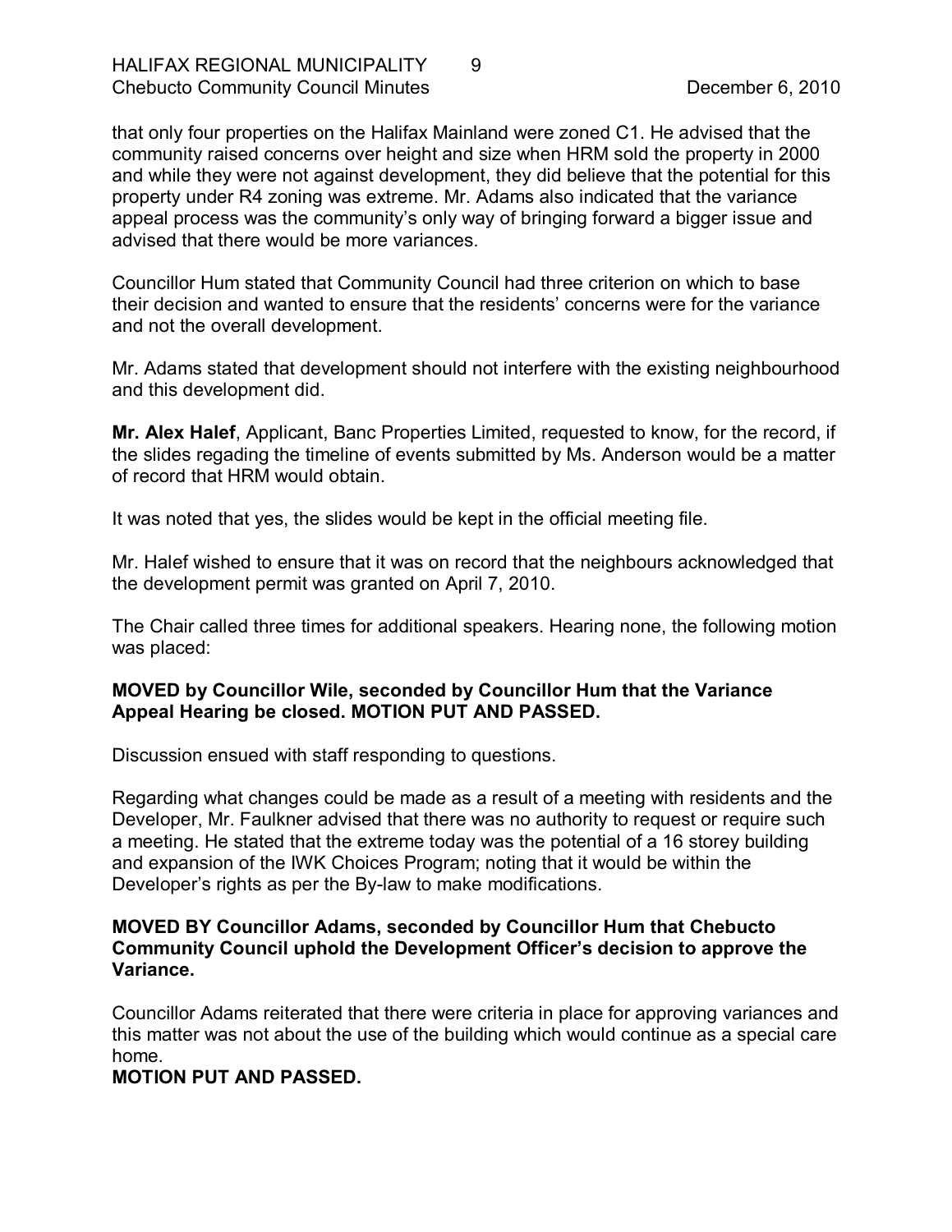that only four properties on the Halifax Mainland were zoned C1. He advised that the community raised concerns over height and size when HRM sold the property in 2000 and while they were not against development, they did believe that the potential for this property under R4 zoning was extreme. Mr. Adams also indicated that the variance appeal process was the community's only way of bringing forward a bigger issue and advised that there would be more variances.

Councillor Hum stated that Community Council had three criterion on which to base their decision and wanted to ensure that the residents' concerns were for the variance and not the overall development.

Mr. Adams stated that development should not interfere with the existing neighbourhood and this development did.

**Mr. Alex Halef**, Applicant, Banc Properties Limited, requested to know, for the record, if the slides regading the timeline of events submitted by Ms. Anderson would be a matter of record that HRM would obtain.

It was noted that yes, the slides would be kept in the official meeting file.

Mr. Halef wished to ensure that it was on record that the neighbours acknowledged that the development permit was granted on April 7, 2010.

The Chair called three times for additional speakers. Hearing none, the following motion was placed:

**MOVED by Councillor Wile, seconded by Councillor Hum that the Variance Appeal Hearing be closed. MOTION PUT AND PASSED.**

Discussion ensued with staff responding to questions.

Regarding what changes could be made as a result of a meeting with residents and the Developer, Mr. Faulkner advised that there was no authority to request or require such a meeting. He stated that the extreme today was the potential of a 16 storey building and expansion of the IWK Choices Program; noting that it would be within the Developer's rights as per the By-law to make modifications.

**MOVED BY Councillor Adams, seconded by Councillor Hum that Chebucto Community Council uphold the Development Officer's decision to approve the Variance.**

Councillor Adams reiterated that there were criteria in place for approving variances and this matter was not about the use of the building which would continue as a special care home.

**MOTION PUT AND PASSED.**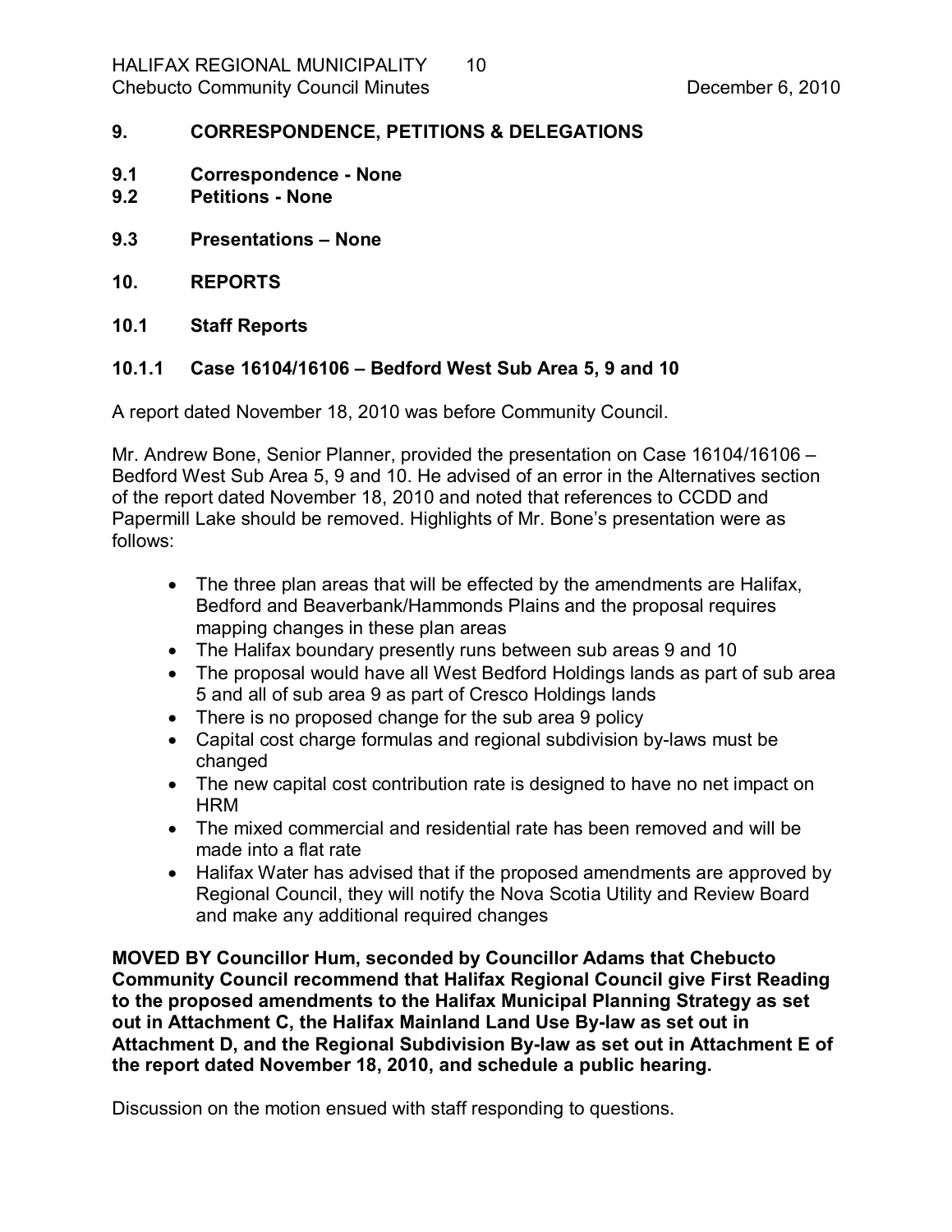## 9. CORRESPONDENCE, PETITIONS & DELEGATIONS

### 9.1 Correspondence - None

### 9.2 Petitions - None

### 9.3 Presentations – None

## 10. REPORTS

### 10.1 Staff Reports

### 10.1.1 Case 16104/16106 – Bedford West Sub Area 5, 9 and 10

A report dated November 18, 2010 was before Community Council.

Mr. Andrew Bone, Senior Planner, provided the presentation on Case 16104/16106 – Bedford West Sub Area 5, 9 and 10. He advised of an error in the Alternatives section of the report dated November 18, 2010 and noted that references to CCDD and Papermill Lake should be removed. Highlights of Mr. Bone's presentation were as follows:

- The three plan areas that will be effected by the amendments are Halifax, Bedford and Beaverbank/Hammonds Plains and the proposal requires mapping changes in these plan areas
- The Halifax boundary presently runs between sub areas 9 and 10
- The proposal would have all West Bedford Holdings lands as part of sub area 5 and all of sub area 9 as part of Cresco Holdings lands
- There is no proposed change for the sub area 9 policy
- Capital cost charge formulas and regional subdivision by-laws must be changed
- The new capital cost contribution rate is designed to have no net impact on HRM
- The mixed commercial and residential rate has been removed and will be made into a flat rate
- Halifax Water has advised that if the proposed amendments are approved by Regional Council, they will notify the Nova Scotia Utility and Review Board and make any additional required changes

**MOVED BY Councillor Hum, seconded by Councillor Adams that Chebucto Community Council recommend that Halifax Regional Council give First Reading to the proposed amendments to the Halifax Municipal Planning Strategy as set out in Attachment C, the Halifax Mainland Land Use By-law as set out in Attachment D, and the Regional Subdivision By-law as set out in Attachment E of the report dated November 18, 2010, and schedule a public hearing.**

Discussion on the motion ensued with staff responding to questions.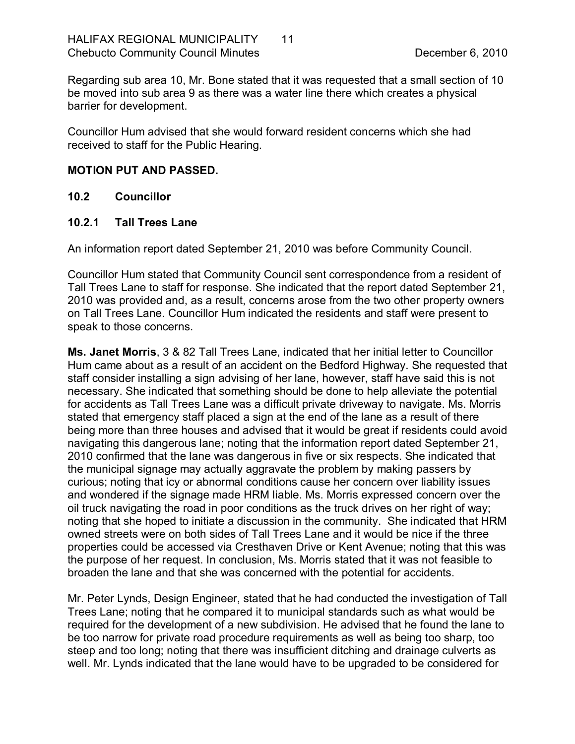Regarding sub area 10, Mr. Bone stated that it was requested that a small section of 10 be moved into sub area 9 as there was a water line there which creates a physical barrier for development.

Councillor Hum advised that she would forward resident concerns which she had received to staff for the Public Hearing.

**MOTION PUT AND PASSED.**

### 10.2 Councillor

### 10.2.1 Tall Trees Lane

An information report dated September 21, 2010 was before Community Council.

Councillor Hum stated that Community Council sent correspondence from a resident of Tall Trees Lane to staff for response. She indicated that the report dated September 21, 2010 was provided and, as a result, concerns arose from the two other property owners on Tall Trees Lane. Councillor Hum indicated the residents and staff were present to speak to those concerns.

**Ms. Janet Morris**, 3 & 82 Tall Trees Lane, indicated that her initial letter to Councillor Hum came about as a result of an accident on the Bedford Highway. She requested that staff consider installing a sign advising of her lane, however, staff have said this is not necessary. She indicated that something should be done to help alleviate the potential for accidents as Tall Trees Lane was a difficult private driveway to navigate. Ms. Morris stated that emergency staff placed a sign at the end of the lane as a result of there being more than three houses and advised that it would be great if residents could avoid navigating this dangerous lane; noting that the information report dated September 21, 2010 confirmed that the lane was dangerous in five or six respects. She indicated that the municipal signage may actually aggravate the problem by making passers by curious; noting that icy or abnormal conditions cause her concern over liability issues and wondered if the signage made HRM liable. Ms. Morris expressed concern over the oil truck navigating the road in poor conditions as the truck drives on her right of way; noting that she hoped to initiate a discussion in the community. She indicated that HRM owned streets were on both sides of Tall Trees Lane and it would be nice if the three properties could be accessed via Cresthaven Drive or Kent Avenue; noting that this was the purpose of her request. In conclusion, Ms. Morris stated that it was not feasible to broaden the lane and that she was concerned with the potential for accidents.

Mr. Peter Lynds, Design Engineer, stated that he had conducted the investigation of Tall Trees Lane; noting that he compared it to municipal standards such as what would be required for the development of a new subdivision. He advised that he found the lane to be too narrow for private road procedure requirements as well as being too sharp, too steep and too long; noting that there was insufficient ditching and drainage culverts as well. Mr. Lynds indicated that the lane would have to be upgraded to be considered for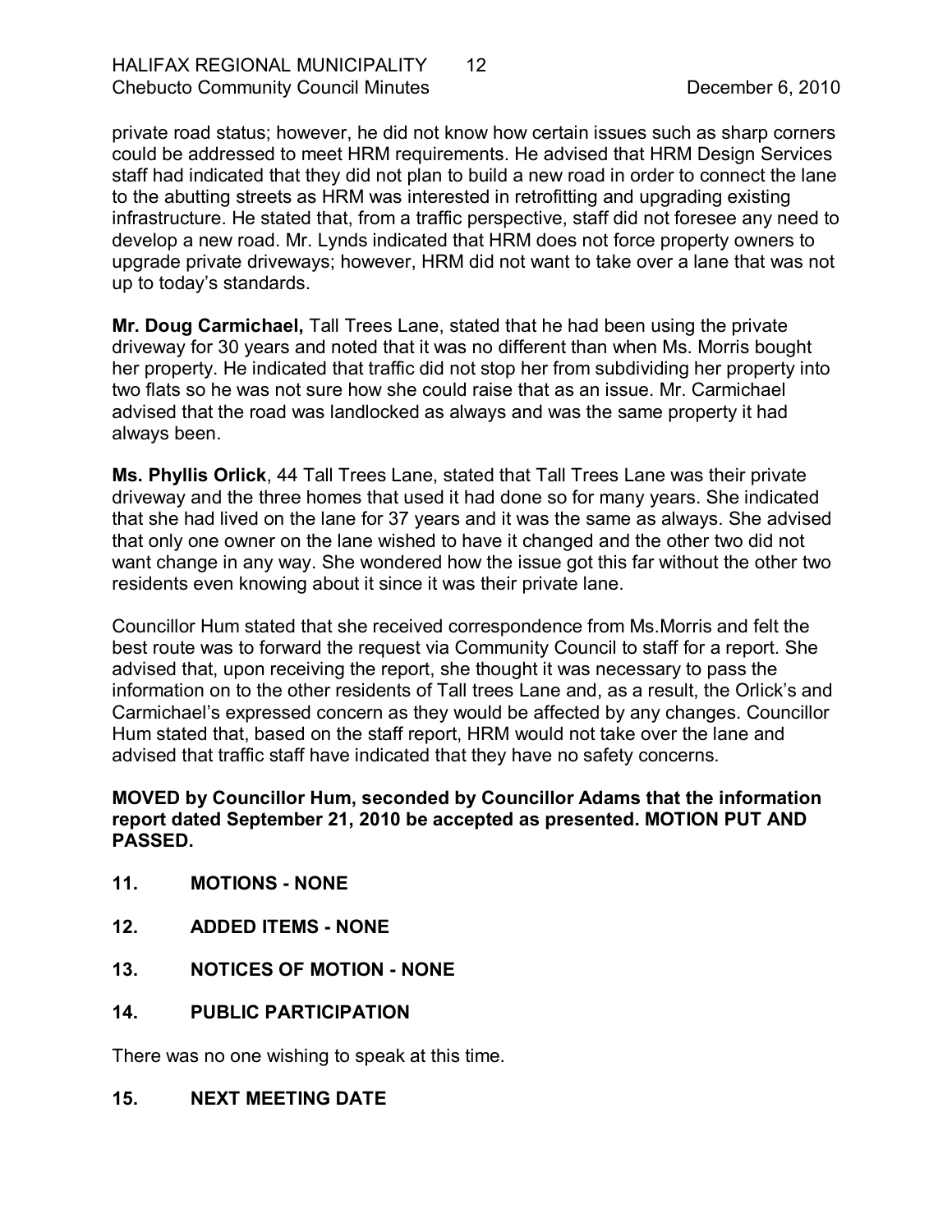private road status; however, he did not know how certain issues such as sharp corners could be addressed to meet HRM requirements. He advised that HRM Design Services staff had indicated that they did not plan to build a new road in order to connect the lane to the abutting streets as HRM was interested in retrofitting and upgrading existing infrastructure. He stated that, from a traffic perspective, staff did not foresee any need to develop a new road. Mr. Lynds indicated that HRM does not force property owners to upgrade private driveways; however, HRM did not want to take over a lane that was not up to today's standards.

**Mr. Doug Carmichael,** Tall Trees Lane, stated that he had been using the private driveway for 30 years and noted that it was no different than when Ms. Morris bought her property. He indicated that traffic did not stop her from subdividing her property into two flats so he was not sure how she could raise that as an issue. Mr. Carmichael advised that the road was landlocked as always and was the same property it had always been.

**Ms. Phyllis Orlick**, 44 Tall Trees Lane, stated that Tall Trees Lane was their private driveway and the three homes that used it had done so for many years. She indicated that she had lived on the lane for 37 years and it was the same as always. She advised that only one owner on the lane wished to have it changed and the other two did not want change in any way. She wondered how the issue got this far without the other two residents even knowing about it since it was their private lane.

Councillor Hum stated that she received correspondence from Ms.Morris and felt the best route was to forward the request via Community Council to staff for a report. She advised that, upon receiving the report, she thought it was necessary to pass the information on to the other residents of Tall trees Lane and, as a result, the Orlick's and Carmichael's expressed concern as they would be affected by any changes. Councillor Hum stated that, based on the staff report, HRM would not take over the lane and advised that traffic staff have indicated that they have no safety concerns.

**MOVED by Councillor Hum, seconded by Councillor Adams that the information report dated September 21, 2010 be accepted as presented. MOTION PUT AND PASSED.**

## 11. MOTIONS - NONE

## 12. ADDED ITEMS - NONE

## 13. NOTICES OF MOTION - NONE

## 14. PUBLIC PARTICIPATION

There was no one wishing to speak at this time.

## 15. NEXT MEETING DATE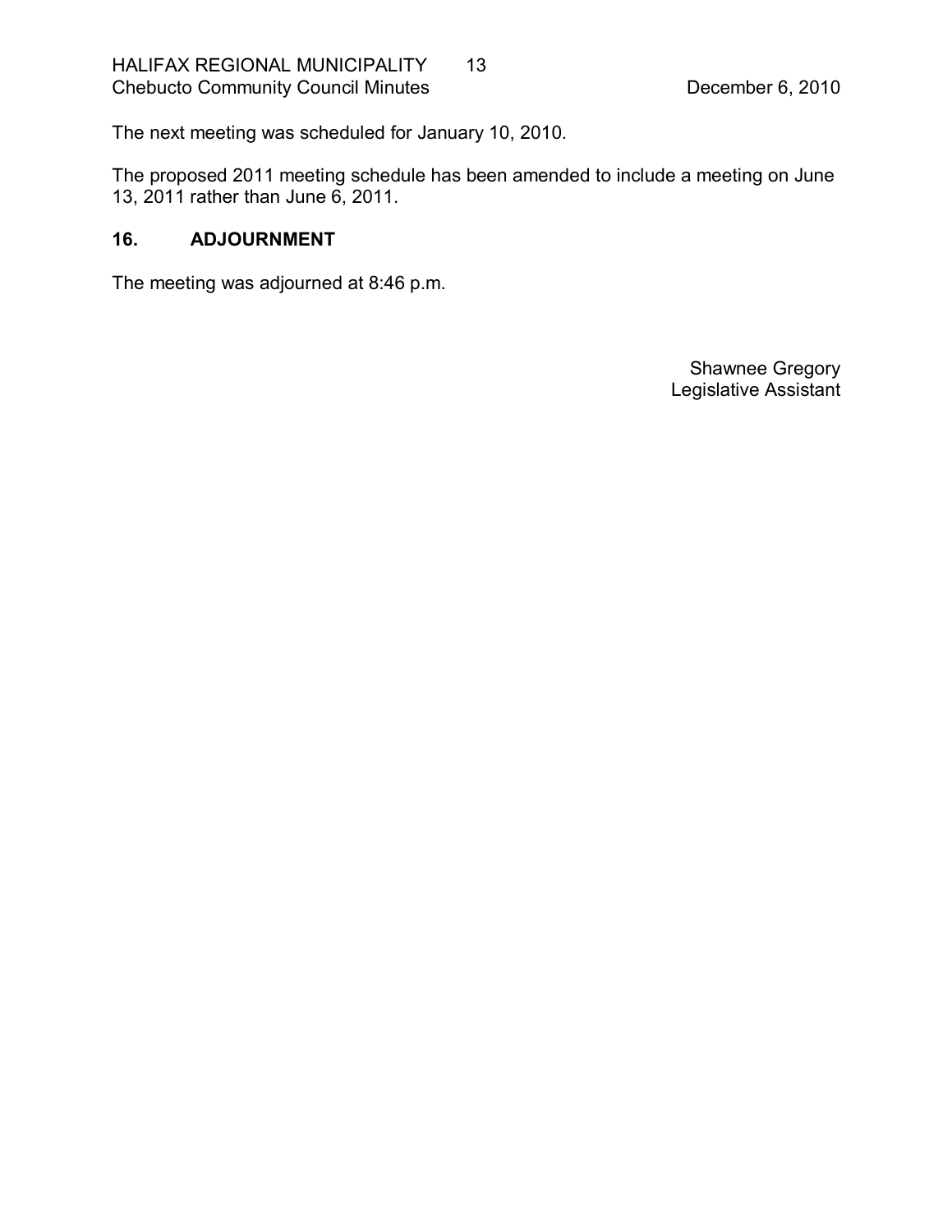The next meeting was scheduled for January 10, 2010.

The proposed 2011 meeting schedule has been amended to include a meeting on June 13, 2011 rather than June 6, 2011.

## 16. ADJOURNMENT

The meeting was adjourned at 8:46 p.m.

Shawnee Gregory
Legislative Assistant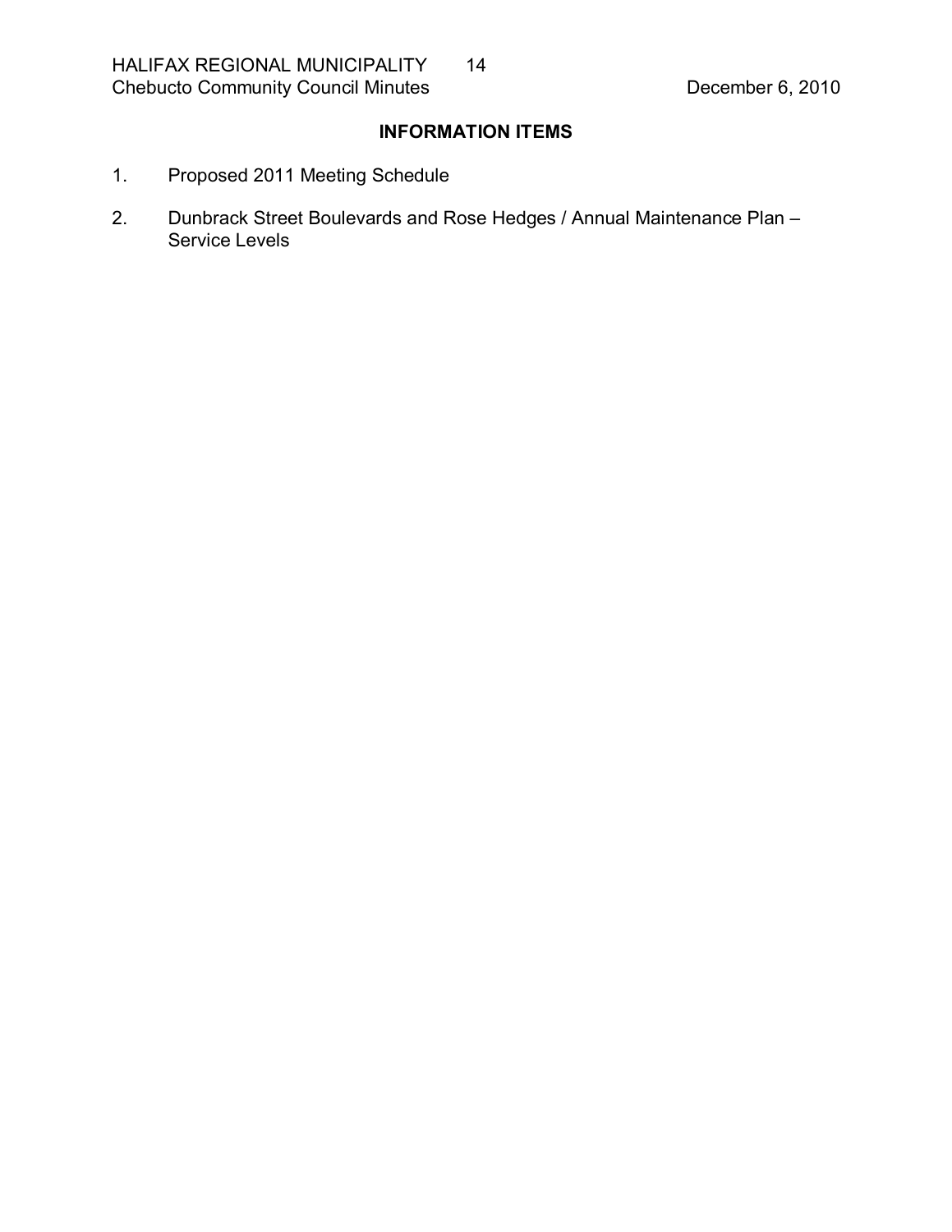## INFORMATION ITEMS

1. Proposed 2011 Meeting Schedule
2. Dunbrack Street Boulevards and Rose Hedges / Annual Maintenance Plan – Service Levels